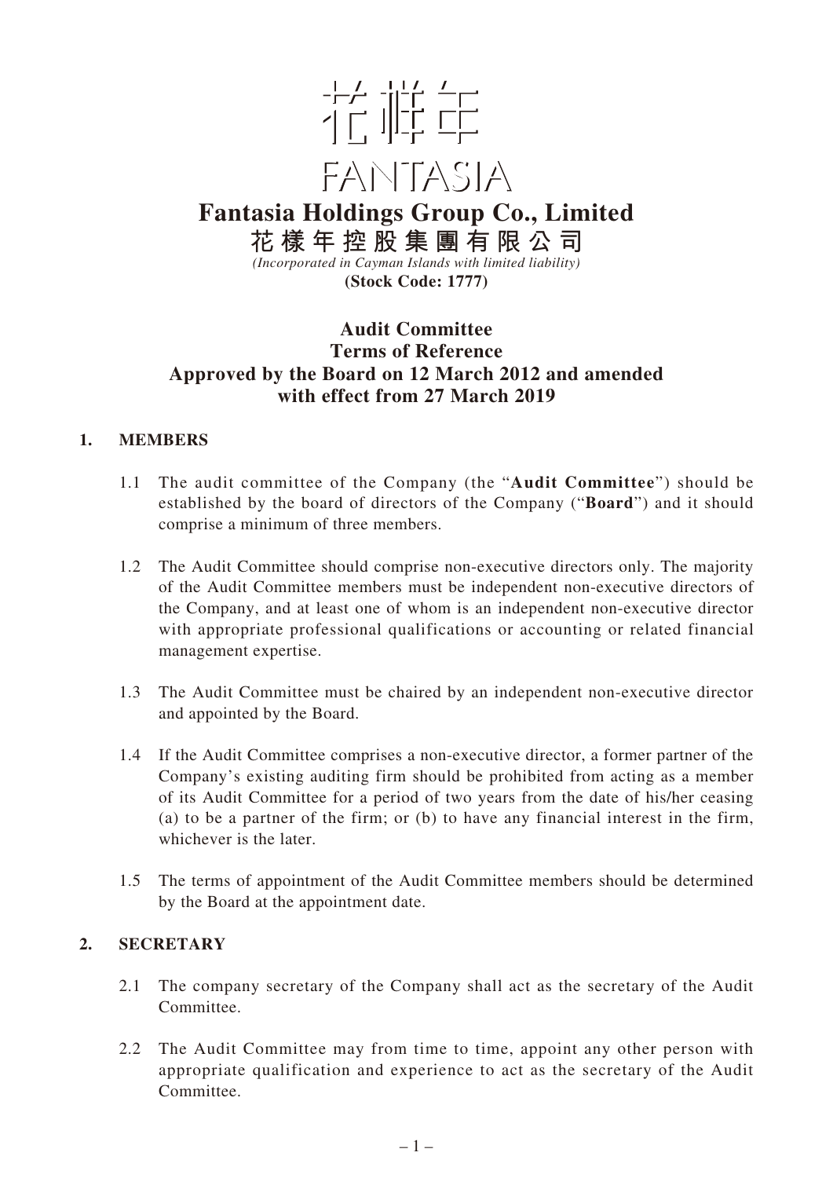花樣年

FANTASIA

# Fantasia Holdings Group Co., Limited

**花樣年控股集團有限公司**

*(Incorporated in Cayman Islands with limited liability)*

**(Stock Code: 1777)**

## Audit Committee
## Terms of Reference
## Approved by the Board on 12 March 2012 and amended with effect from 27 March 2019

### 1. MEMBERS

1.1 The audit committee of the Company (the "**Audit Committee**") should be established by the board of directors of the Company ("**Board**") and it should comprise a minimum of three members.

1.2 The Audit Committee should comprise non-executive directors only. The majority of the Audit Committee members must be independent non-executive directors of the Company, and at least one of whom is an independent non-executive director with appropriate professional qualifications or accounting or related financial management expertise.

1.3 The Audit Committee must be chaired by an independent non-executive director and appointed by the Board.

1.4 If the Audit Committee comprises a non-executive director, a former partner of the Company's existing auditing firm should be prohibited from acting as a member of its Audit Committee for a period of two years from the date of his/her ceasing (a) to be a partner of the firm; or (b) to have any financial interest in the firm, whichever is the later.

1.5 The terms of appointment of the Audit Committee members should be determined by the Board at the appointment date.

### 2. SECRETARY

2.1 The company secretary of the Company shall act as the secretary of the Audit Committee.

2.2 The Audit Committee may from time to time, appoint any other person with appropriate qualification and experience to act as the secretary of the Audit Committee.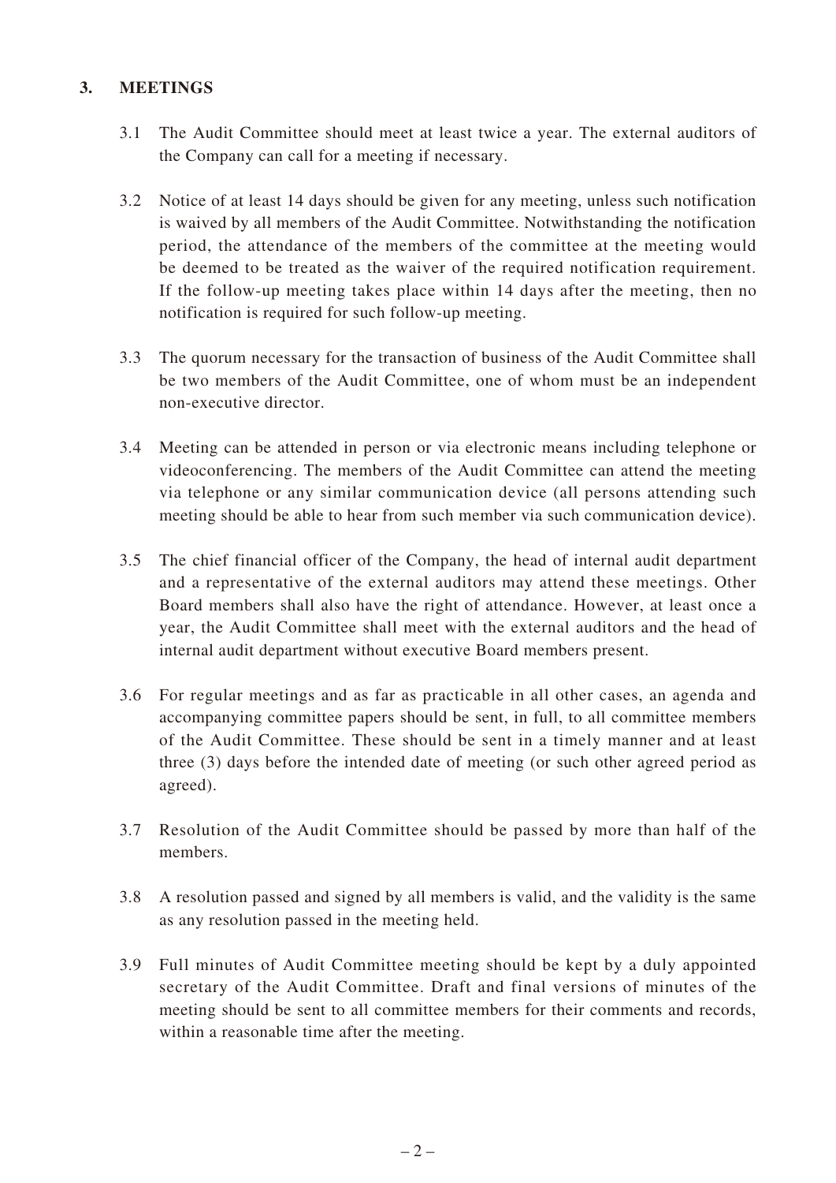## 3. MEETINGS

3.1 The Audit Committee should meet at least twice a year. The external auditors of the Company can call for a meeting if necessary.

3.2 Notice of at least 14 days should be given for any meeting, unless such notification is waived by all members of the Audit Committee. Notwithstanding the notification period, the attendance of the members of the committee at the meeting would be deemed to be treated as the waiver of the required notification requirement. If the follow-up meeting takes place within 14 days after the meeting, then no notification is required for such follow-up meeting.

3.3 The quorum necessary for the transaction of business of the Audit Committee shall be two members of the Audit Committee, one of whom must be an independent non-executive director.

3.4 Meeting can be attended in person or via electronic means including telephone or videoconferencing. The members of the Audit Committee can attend the meeting via telephone or any similar communication device (all persons attending such meeting should be able to hear from such member via such communication device).

3.5 The chief financial officer of the Company, the head of internal audit department and a representative of the external auditors may attend these meetings. Other Board members shall also have the right of attendance. However, at least once a year, the Audit Committee shall meet with the external auditors and the head of internal audit department without executive Board members present.

3.6 For regular meetings and as far as practicable in all other cases, an agenda and accompanying committee papers should be sent, in full, to all committee members of the Audit Committee. These should be sent in a timely manner and at least three (3) days before the intended date of meeting (or such other agreed period as agreed).

3.7 Resolution of the Audit Committee should be passed by more than half of the members.

3.8 A resolution passed and signed by all members is valid, and the validity is the same as any resolution passed in the meeting held.

3.9 Full minutes of Audit Committee meeting should be kept by a duly appointed secretary of the Audit Committee. Draft and final versions of minutes of the meeting should be sent to all committee members for their comments and records, within a reasonable time after the meeting.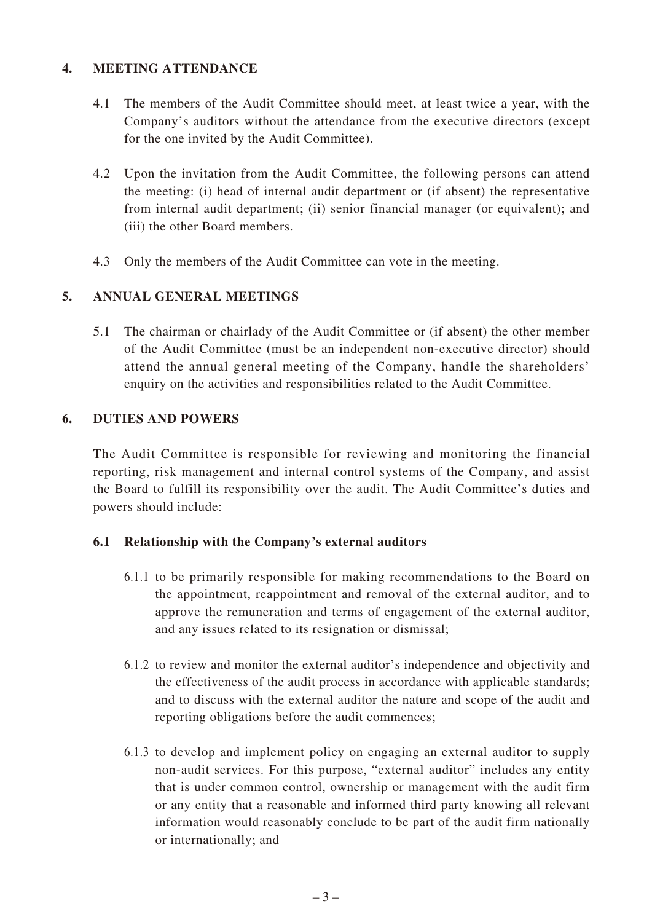## 4. MEETING ATTENDANCE

4.1 The members of the Audit Committee should meet, at least twice a year, with the Company's auditors without the attendance from the executive directors (except for the one invited by the Audit Committee).

4.2 Upon the invitation from the Audit Committee, the following persons can attend the meeting: (i) head of internal audit department or (if absent) the representative from internal audit department; (ii) senior financial manager (or equivalent); and (iii) the other Board members.

4.3 Only the members of the Audit Committee can vote in the meeting.

## 5. ANNUAL GENERAL MEETINGS

5.1 The chairman or chairlady of the Audit Committee or (if absent) the other member of the Audit Committee (must be an independent non-executive director) should attend the annual general meeting of the Company, handle the shareholders' enquiry on the activities and responsibilities related to the Audit Committee.

## 6. DUTIES AND POWERS

The Audit Committee is responsible for reviewing and monitoring the financial reporting, risk management and internal control systems of the Company, and assist the Board to fulfill its responsibility over the audit. The Audit Committee's duties and powers should include:

### 6.1 Relationship with the Company's external auditors

6.1.1 to be primarily responsible for making recommendations to the Board on the appointment, reappointment and removal of the external auditor, and to approve the remuneration and terms of engagement of the external auditor, and any issues related to its resignation or dismissal;

6.1.2 to review and monitor the external auditor's independence and objectivity and the effectiveness of the audit process in accordance with applicable standards; and to discuss with the external auditor the nature and scope of the audit and reporting obligations before the audit commences;

6.1.3 to develop and implement policy on engaging an external auditor to supply non-audit services. For this purpose, "external auditor" includes any entity that is under common control, ownership or management with the audit firm or any entity that a reasonable and informed third party knowing all relevant information would reasonably conclude to be part of the audit firm nationally or internationally; and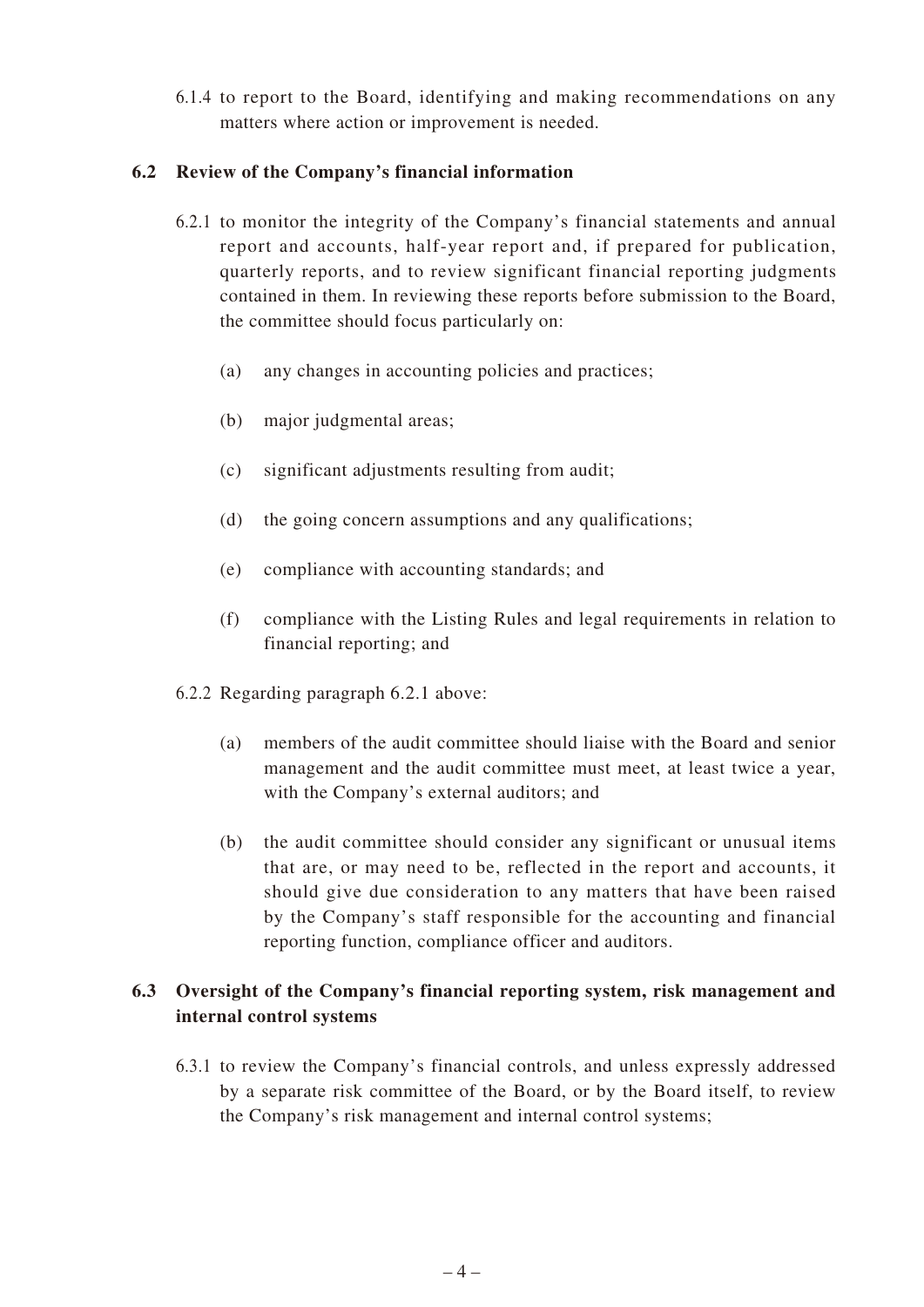6.1.4 to report to the Board, identifying and making recommendations on any matters where action or improvement is needed.

### 6.2 Review of the Company's financial information

6.2.1 to monitor the integrity of the Company's financial statements and annual report and accounts, half-year report and, if prepared for publication, quarterly reports, and to review significant financial reporting judgments contained in them. In reviewing these reports before submission to the Board, the committee should focus particularly on:

(a) any changes in accounting policies and practices;

(b) major judgmental areas;

(c) significant adjustments resulting from audit;

(d) the going concern assumptions and any qualifications;

(e) compliance with accounting standards; and

(f) compliance with the Listing Rules and legal requirements in relation to financial reporting; and

6.2.2 Regarding paragraph 6.2.1 above:

(a) members of the audit committee should liaise with the Board and senior management and the audit committee must meet, at least twice a year, with the Company's external auditors; and

(b) the audit committee should consider any significant or unusual items that are, or may need to be, reflected in the report and accounts, it should give due consideration to any matters that have been raised by the Company's staff responsible for the accounting and financial reporting function, compliance officer and auditors.

### 6.3 Oversight of the Company's financial reporting system, risk management and internal control systems

6.3.1 to review the Company's financial controls, and unless expressly addressed by a separate risk committee of the Board, or by the Board itself, to review the Company's risk management and internal control systems;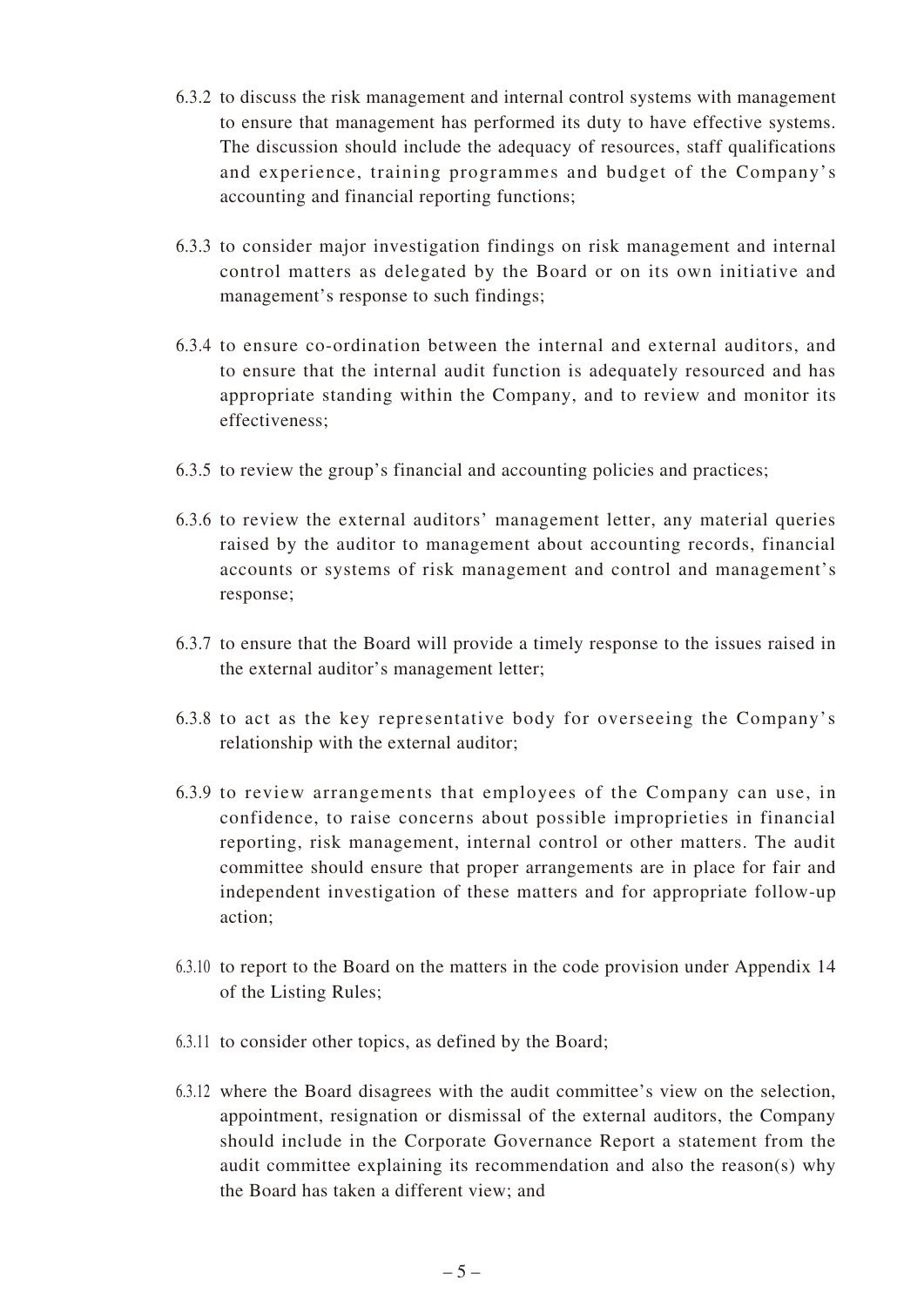6.3.2 to discuss the risk management and internal control systems with management to ensure that management has performed its duty to have effective systems. The discussion should include the adequacy of resources, staff qualifications and experience, training programmes and budget of the Company's accounting and financial reporting functions;

6.3.3 to consider major investigation findings on risk management and internal control matters as delegated by the Board or on its own initiative and management's response to such findings;

6.3.4 to ensure co-ordination between the internal and external auditors, and to ensure that the internal audit function is adequately resourced and has appropriate standing within the Company, and to review and monitor its effectiveness;

6.3.5 to review the group's financial and accounting policies and practices;

6.3.6 to review the external auditors' management letter, any material queries raised by the auditor to management about accounting records, financial accounts or systems of risk management and control and management's response;

6.3.7 to ensure that the Board will provide a timely response to the issues raised in the external auditor's management letter;

6.3.8 to act as the key representative body for overseeing the Company's relationship with the external auditor;

6.3.9 to review arrangements that employees of the Company can use, in confidence, to raise concerns about possible improprieties in financial reporting, risk management, internal control or other matters. The audit committee should ensure that proper arrangements are in place for fair and independent investigation of these matters and for appropriate follow-up action;

6.3.10 to report to the Board on the matters in the code provision under Appendix 14 of the Listing Rules;

6.3.11 to consider other topics, as defined by the Board;

6.3.12 where the Board disagrees with the audit committee's view on the selection, appointment, resignation or dismissal of the external auditors, the Company should include in the Corporate Governance Report a statement from the audit committee explaining its recommendation and also the reason(s) why the Board has taken a different view; and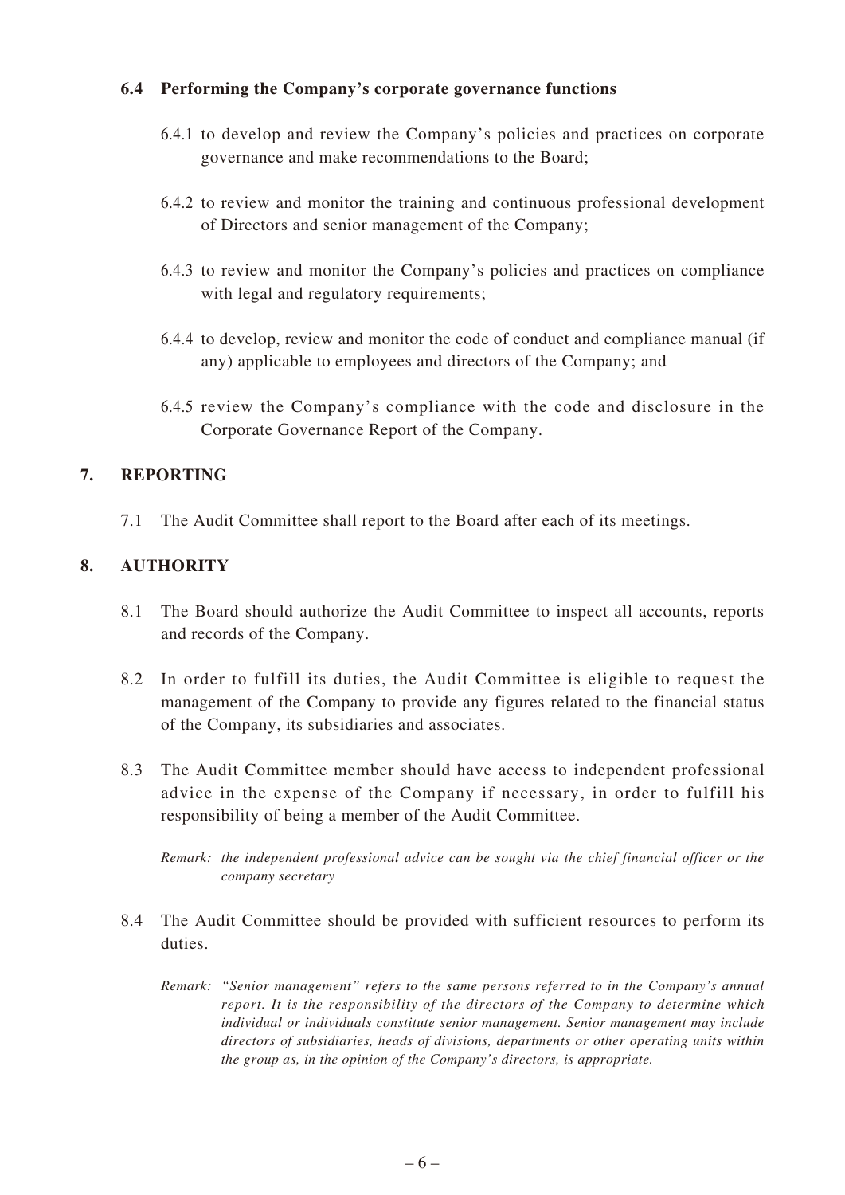### 6.4 Performing the Company's corporate governance functions

6.4.1 to develop and review the Company's policies and practices on corporate governance and make recommendations to the Board;

6.4.2 to review and monitor the training and continuous professional development of Directors and senior management of the Company;

6.4.3 to review and monitor the Company's policies and practices on compliance with legal and regulatory requirements;

6.4.4 to develop, review and monitor the code of conduct and compliance manual (if any) applicable to employees and directors of the Company; and

6.4.5 review the Company's compliance with the code and disclosure in the Corporate Governance Report of the Company.

## 7. REPORTING

7.1 The Audit Committee shall report to the Board after each of its meetings.

## 8. AUTHORITY

8.1 The Board should authorize the Audit Committee to inspect all accounts, reports and records of the Company.

8.2 In order to fulfill its duties, the Audit Committee is eligible to request the management of the Company to provide any figures related to the financial status of the Company, its subsidiaries and associates.

8.3 The Audit Committee member should have access to independent professional advice in the expense of the Company if necessary, in order to fulfill his responsibility of being a member of the Audit Committee.

*Remark: the independent professional advice can be sought via the chief financial officer or the company secretary*

8.4 The Audit Committee should be provided with sufficient resources to perform its duties.

*Remark: "Senior management" refers to the same persons referred to in the Company's annual report. It is the responsibility of the directors of the Company to determine which individual or individuals constitute senior management. Senior management may include directors of subsidiaries, heads of divisions, departments or other operating units within the group as, in the opinion of the Company's directors, is appropriate.*